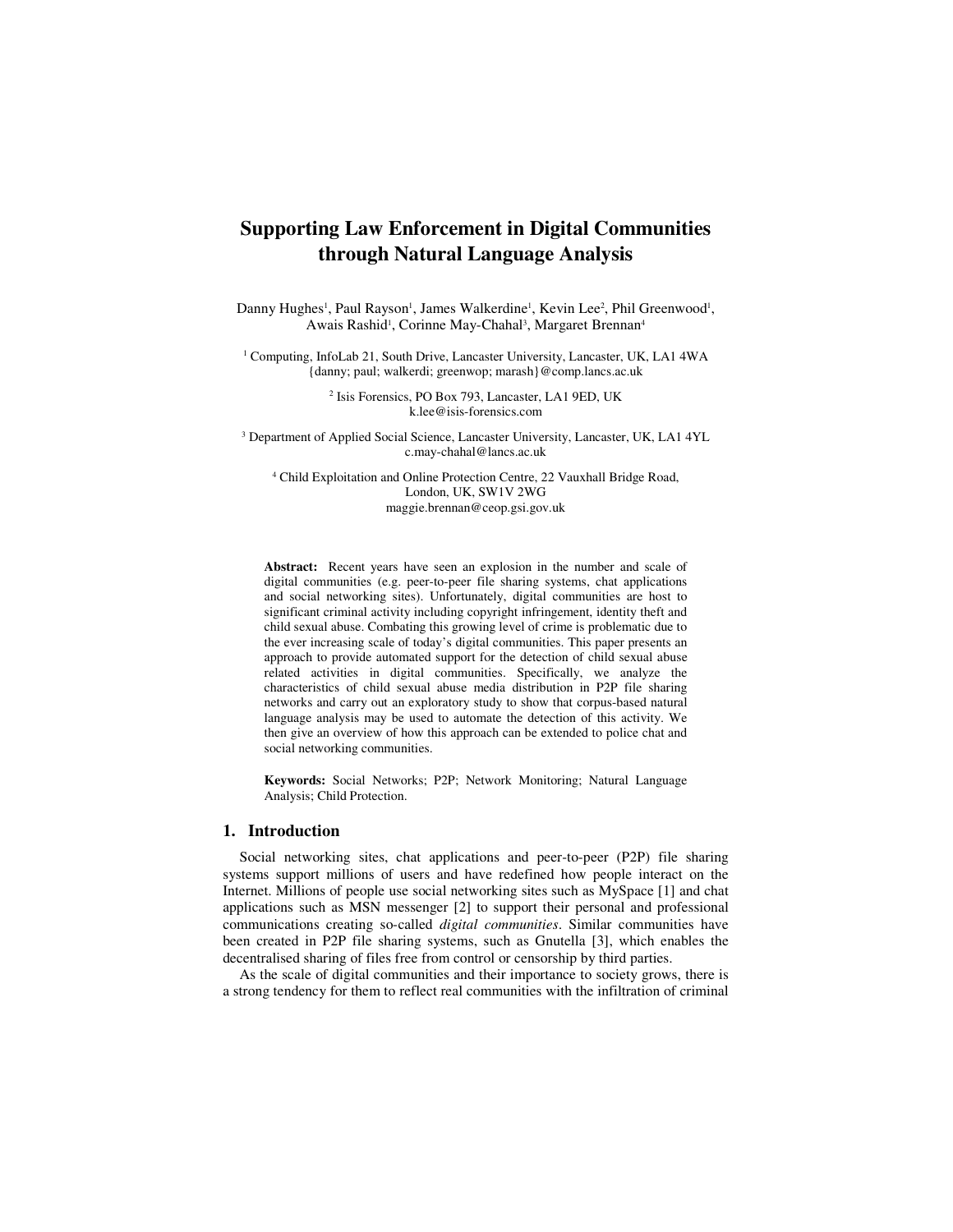# Supporting Law Enforcement in Digital Communities through Natural Language Analysis

Danny Hughes[1], Paul Rayson[1], James Walkerdine[1], Kevin Lee[2], Phil Greenwood[1], Awais Rashid[1], Corinne May-Chahal[3], Margaret Brennan[4]

[1] Computing, InfoLab 21, South Drive, Lancaster University, Lancaster, UK, LA1 4WA
{danny; paul; walkerdi; greenwop; marash}@comp.lancs.ac.uk

[2] Isis Forensics, PO Box 793, Lancaster, LA1 9ED, UK
k.lee@isis-forensics.com

[3] Department of Applied Social Science, Lancaster University, Lancaster, UK, LA1 4YL
c.may-chahal@lancs.ac.uk

[4] Child Exploitation and Online Protection Centre, 22 Vauxhall Bridge Road, London, UK, SW1V 2WG
maggie.brennan@ceop.gsi.gov.uk

**Abstract:** Recent years have seen an explosion in the number and scale of digital communities (e.g. peer-to-peer file sharing systems, chat applications and social networking sites). Unfortunately, digital communities are host to significant criminal activity including copyright infringement, identity theft and child sexual abuse. Combating this growing level of crime is problematic due to the ever increasing scale of today's digital communities. This paper presents an approach to provide automated support for the detection of child sexual abuse related activities in digital communities. Specifically, we analyze the characteristics of child sexual abuse media distribution in P2P file sharing networks and carry out an exploratory study to show that corpus-based natural language analysis may be used to automate the detection of this activity. We then give an overview of how this approach can be extended to police chat and social networking communities.

**Keywords:** Social Networks; P2P; Network Monitoring; Natural Language Analysis; Child Protection.

## 1. Introduction

Social networking sites, chat applications and peer-to-peer (P2P) file sharing systems support millions of users and have redefined how people interact on the Internet. Millions of people use social networking sites such as MySpace [1] and chat applications such as MSN messenger [2] to support their personal and professional communications creating so-called *digital communities*. Similar communities have been created in P2P file sharing systems, such as Gnutella [3], which enables the decentralised sharing of files free from control or censorship by third parties.

As the scale of digital communities and their importance to society grows, there is a strong tendency for them to reflect real communities with the infiltration of criminal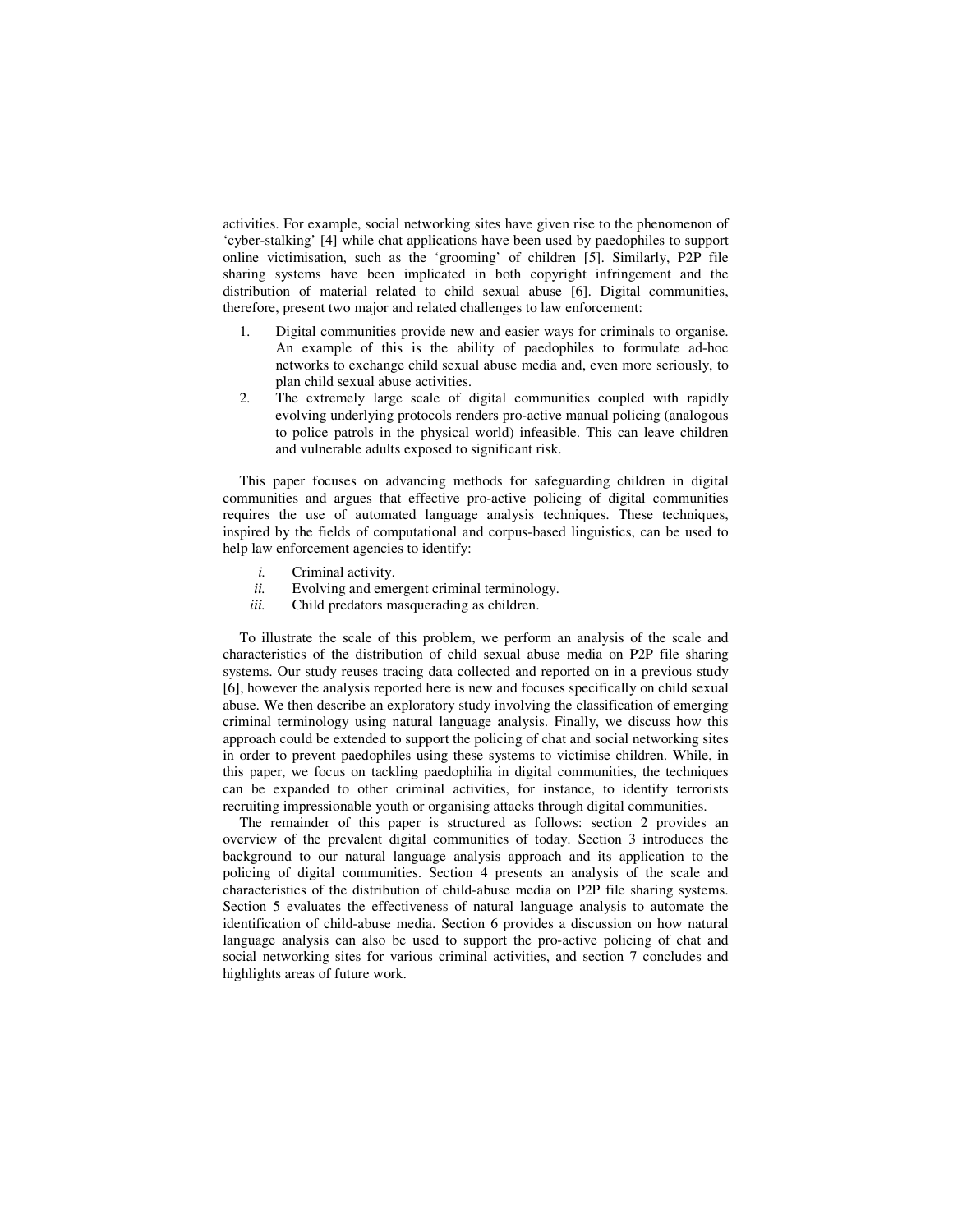activities. For example, social networking sites have given rise to the phenomenon of 'cyber-stalking' [4] while chat applications have been used by paedophiles to support online victimisation, such as the 'grooming' of children [5]. Similarly, P2P file sharing systems have been implicated in both copyright infringement and the distribution of material related to child sexual abuse [6]. Digital communities, therefore, present two major and related challenges to law enforcement:

1. Digital communities provide new and easier ways for criminals to organise. An example of this is the ability of paedophiles to formulate ad-hoc networks to exchange child sexual abuse media and, even more seriously, to plan child sexual abuse activities.
2. The extremely large scale of digital communities coupled with rapidly evolving underlying protocols renders pro-active manual policing (analogous to police patrols in the physical world) infeasible. This can leave children and vulnerable adults exposed to significant risk.

This paper focuses on advancing methods for safeguarding children in digital communities and argues that effective pro-active policing of digital communities requires the use of automated language analysis techniques. These techniques, inspired by the fields of computational and corpus-based linguistics, can be used to help law enforcement agencies to identify:

*i.* Criminal activity.
*ii.* Evolving and emergent criminal terminology.
*iii.* Child predators masquerading as children.

To illustrate the scale of this problem, we perform an analysis of the scale and characteristics of the distribution of child sexual abuse media on P2P file sharing systems. Our study reuses tracing data collected and reported on in a previous study [6], however the analysis reported here is new and focuses specifically on child sexual abuse. We then describe an exploratory study involving the classification of emerging criminal terminology using natural language analysis. Finally, we discuss how this approach could be extended to support the policing of chat and social networking sites in order to prevent paedophiles using these systems to victimise children. While, in this paper, we focus on tackling paedophilia in digital communities, the techniques can be expanded to other criminal activities, for instance, to identify terrorists recruiting impressionable youth or organising attacks through digital communities.

The remainder of this paper is structured as follows: section 2 provides an overview of the prevalent digital communities of today. Section 3 introduces the background to our natural language analysis approach and its application to the policing of digital communities. Section 4 presents an analysis of the scale and characteristics of the distribution of child-abuse media on P2P file sharing systems. Section 5 evaluates the effectiveness of natural language analysis to automate the identification of child-abuse media. Section 6 provides a discussion on how natural language analysis can also be used to support the pro-active policing of chat and social networking sites for various criminal activities, and section 7 concludes and highlights areas of future work.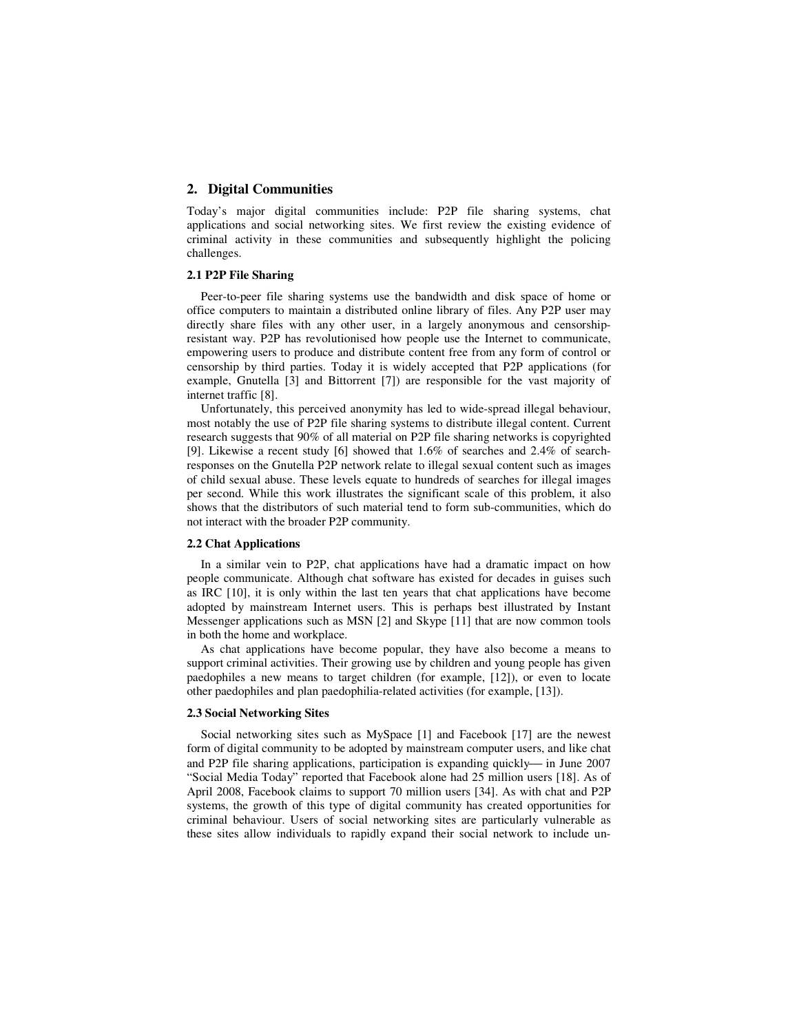## 2. Digital Communities

Today's major digital communities include: P2P file sharing systems, chat applications and social networking sites. We first review the existing evidence of criminal activity in these communities and subsequently highlight the policing challenges.

### 2.1 P2P File Sharing

Peer-to-peer file sharing systems use the bandwidth and disk space of home or office computers to maintain a distributed online library of files. Any P2P user may directly share files with any other user, in a largely anonymous and censorship-resistant way. P2P has revolutionised how people use the Internet to communicate, empowering users to produce and distribute content free from any form of control or censorship by third parties. Today it is widely accepted that P2P applications (for example, Gnutella [3] and Bittorrent [7]) are responsible for the vast majority of internet traffic [8].

Unfortunately, this perceived anonymity has led to wide-spread illegal behaviour, most notably the use of P2P file sharing systems to distribute illegal content. Current research suggests that 90% of all material on P2P file sharing networks is copyrighted [9]. Likewise a recent study [6] showed that 1.6% of searches and 2.4% of search-responses on the Gnutella P2P network relate to illegal sexual content such as images of child sexual abuse. These levels equate to hundreds of searches for illegal images per second. While this work illustrates the significant scale of this problem, it also shows that the distributors of such material tend to form sub-communities, which do not interact with the broader P2P community.

### 2.2 Chat Applications

In a similar vein to P2P, chat applications have had a dramatic impact on how people communicate. Although chat software has existed for decades in guises such as IRC [10], it is only within the last ten years that chat applications have become adopted by mainstream Internet users. This is perhaps best illustrated by Instant Messenger applications such as MSN [2] and Skype [11] that are now common tools in both the home and workplace.

As chat applications have become popular, they have also become a means to support criminal activities. Their growing use by children and young people has given paedophiles a new means to target children (for example, [12]), or even to locate other paedophiles and plan paedophilia-related activities (for example, [13]).

### 2.3 Social Networking Sites

Social networking sites such as MySpace [1] and Facebook [17] are the newest form of digital community to be adopted by mainstream computer users, and like chat and P2P file sharing applications, participation is expanding quickly— in June 2007 "Social Media Today" reported that Facebook alone had 25 million users [18]. As of April 2008, Facebook claims to support 70 million users [34]. As with chat and P2P systems, the growth of this type of digital community has created opportunities for criminal behaviour. Users of social networking sites are particularly vulnerable as these sites allow individuals to rapidly expand their social network to include un-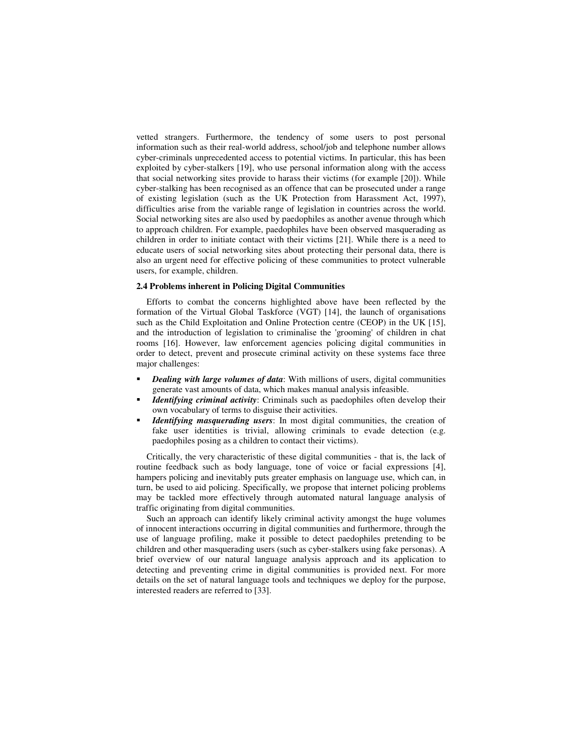vetted strangers. Furthermore, the tendency of some users to post personal information such as their real-world address, school/job and telephone number allows cyber-criminals unprecedented access to potential victims. In particular, this has been exploited by cyber-stalkers [19], who use personal information along with the access that social networking sites provide to harass their victims (for example [20]). While cyber-stalking has been recognised as an offence that can be prosecuted under a range of existing legislation (such as the UK Protection from Harassment Act, 1997), difficulties arise from the variable range of legislation in countries across the world. Social networking sites are also used by paedophiles as another avenue through which to approach children. For example, paedophiles have been observed masquerading as children in order to initiate contact with their victims [21]. While there is a need to educate users of social networking sites about protecting their personal data, there is also an urgent need for effective policing of these communities to protect vulnerable users, for example, children.

### 2.4 Problems inherent in Policing Digital Communities

Efforts to combat the concerns highlighted above have been reflected by the formation of the Virtual Global Taskforce (VGT) [14], the launch of organisations such as the Child Exploitation and Online Protection centre (CEOP) in the UK [15], and the introduction of legislation to criminalise the 'grooming' of children in chat rooms [16]. However, law enforcement agencies policing digital communities in order to detect, prevent and prosecute criminal activity on these systems face three major challenges:

- ***Dealing with large volumes of data***: With millions of users, digital communities generate vast amounts of data, which makes manual analysis infeasible.
- ***Identifying criminal activity***: Criminals such as paedophiles often develop their own vocabulary of terms to disguise their activities.
- ***Identifying masquerading users***: In most digital communities, the creation of fake user identities is trivial, allowing criminals to evade detection (e.g. paedophiles posing as a children to contact their victims).

Critically, the very characteristic of these digital communities - that is, the lack of routine feedback such as body language, tone of voice or facial expressions [4], hampers policing and inevitably puts greater emphasis on language use, which can, in turn, be used to aid policing. Specifically, we propose that internet policing problems may be tackled more effectively through automated natural language analysis of traffic originating from digital communities.

Such an approach can identify likely criminal activity amongst the huge volumes of innocent interactions occurring in digital communities and furthermore, through the use of language profiling, make it possible to detect paedophiles pretending to be children and other masquerading users (such as cyber-stalkers using fake personas). A brief overview of our natural language analysis approach and its application to detecting and preventing crime in digital communities is provided next. For more details on the set of natural language tools and techniques we deploy for the purpose, interested readers are referred to [33].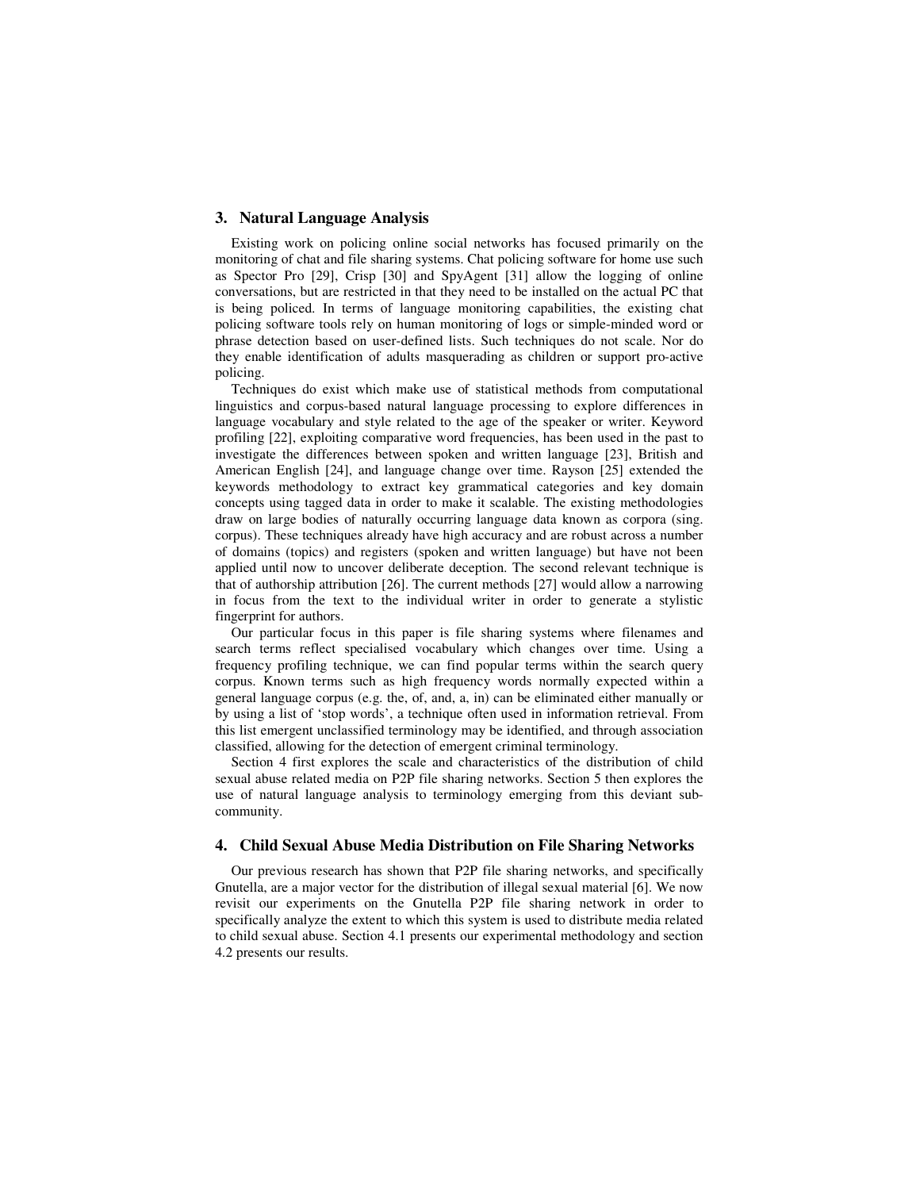## 3. Natural Language Analysis

Existing work on policing online social networks has focused primarily on the monitoring of chat and file sharing systems. Chat policing software for home use such as Spector Pro [29], Crisp [30] and SpyAgent [31] allow the logging of online conversations, but are restricted in that they need to be installed on the actual PC that is being policed. In terms of language monitoring capabilities, the existing chat policing software tools rely on human monitoring of logs or simple-minded word or phrase detection based on user-defined lists. Such techniques do not scale. Nor do they enable identification of adults masquerading as children or support pro-active policing.

Techniques do exist which make use of statistical methods from computational linguistics and corpus-based natural language processing to explore differences in language vocabulary and style related to the age of the speaker or writer. Keyword profiling [22], exploiting comparative word frequencies, has been used in the past to investigate the differences between spoken and written language [23], British and American English [24], and language change over time. Rayson [25] extended the keywords methodology to extract key grammatical categories and key domain concepts using tagged data in order to make it scalable. The existing methodologies draw on large bodies of naturally occurring language data known as corpora (sing. corpus). These techniques already have high accuracy and are robust across a number of domains (topics) and registers (spoken and written language) but have not been applied until now to uncover deliberate deception. The second relevant technique is that of authorship attribution [26]. The current methods [27] would allow a narrowing in focus from the text to the individual writer in order to generate a stylistic fingerprint for authors.

Our particular focus in this paper is file sharing systems where filenames and search terms reflect specialised vocabulary which changes over time. Using a frequency profiling technique, we can find popular terms within the search query corpus. Known terms such as high frequency words normally expected within a general language corpus (e.g. the, of, and, a, in) can be eliminated either manually or by using a list of 'stop words', a technique often used in information retrieval. From this list emergent unclassified terminology may be identified, and through association classified, allowing for the detection of emergent criminal terminology.

Section 4 first explores the scale and characteristics of the distribution of child sexual abuse related media on P2P file sharing networks. Section 5 then explores the use of natural language analysis to terminology emerging from this deviant sub-community.

## 4. Child Sexual Abuse Media Distribution on File Sharing Networks

Our previous research has shown that P2P file sharing networks, and specifically Gnutella, are a major vector for the distribution of illegal sexual material [6]. We now revisit our experiments on the Gnutella P2P file sharing network in order to specifically analyze the extent to which this system is used to distribute media related to child sexual abuse. Section 4.1 presents our experimental methodology and section 4.2 presents our results.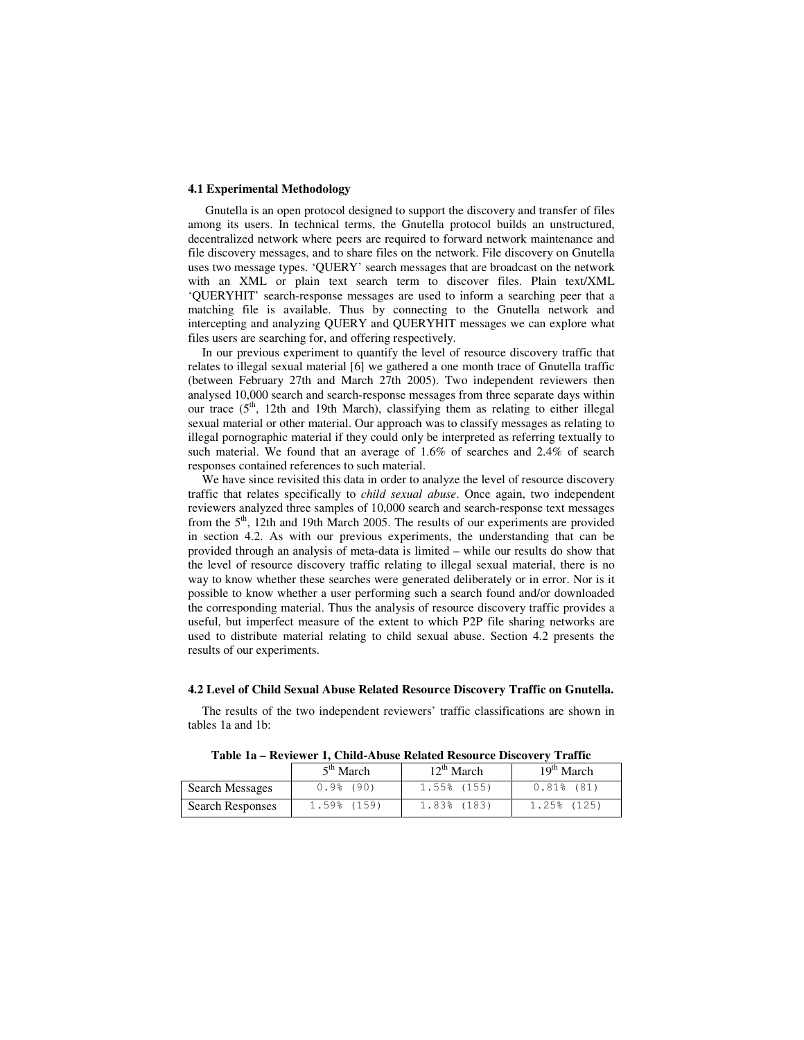### 4.1 Experimental Methodology

Gnutella is an open protocol designed to support the discovery and transfer of files among its users. In technical terms, the Gnutella protocol builds an unstructured, decentralized network where peers are required to forward network maintenance and file discovery messages, and to share files on the network. File discovery on Gnutella uses two message types. 'QUERY' search messages that are broadcast on the network with an XML or plain text search term to discover files. Plain text/XML 'QUERYHIT' search-response messages are used to inform a searching peer that a matching file is available. Thus by connecting to the Gnutella network and intercepting and analyzing QUERY and QUERYHIT messages we can explore what files users are searching for, and offering respectively.

In our previous experiment to quantify the level of resource discovery traffic that relates to illegal sexual material [6] we gathered a one month trace of Gnutella traffic (between February 27th and March 27th 2005). Two independent reviewers then analysed 10,000 search and search-response messages from three separate days within our trace (5th, 12th and 19th March), classifying them as relating to either illegal sexual material or other material. Our approach was to classify messages as relating to illegal pornographic material if they could only be interpreted as referring textually to such material. We found that an average of 1.6% of searches and 2.4% of search responses contained references to such material.

We have since revisited this data in order to analyze the level of resource discovery traffic that relates specifically to *child sexual abuse*. Once again, two independent reviewers analyzed three samples of 10,000 search and search-response text messages from the 5th, 12th and 19th March 2005. The results of our experiments are provided in section 4.2. As with our previous experiments, the understanding that can be provided through an analysis of meta-data is limited – while our results do show that the level of resource discovery traffic relating to illegal sexual material, there is no way to know whether these searches were generated deliberately or in error. Nor is it possible to know whether a user performing such a search found and/or downloaded the corresponding material. Thus the analysis of resource discovery traffic provides a useful, but imperfect measure of the extent to which P2P file sharing networks are used to distribute material relating to child sexual abuse. Section 4.2 presents the results of our experiments.

### 4.2 Level of Child Sexual Abuse Related Resource Discovery Traffic on Gnutella.

The results of the two independent reviewers' traffic classifications are shown in tables 1a and 1b:

**Table 1a – Reviewer 1, Child-Abuse Related Resource Discovery Traffic**

| | 5th March | 12th March | 19th March |
|---|---|---|---|
| Search Messages | 0.9% (90) | 1.55% (155) | 0.81% (81) |
| Search Responses | 1.59% (159) | 1.83% (183) | 1.25% (125) |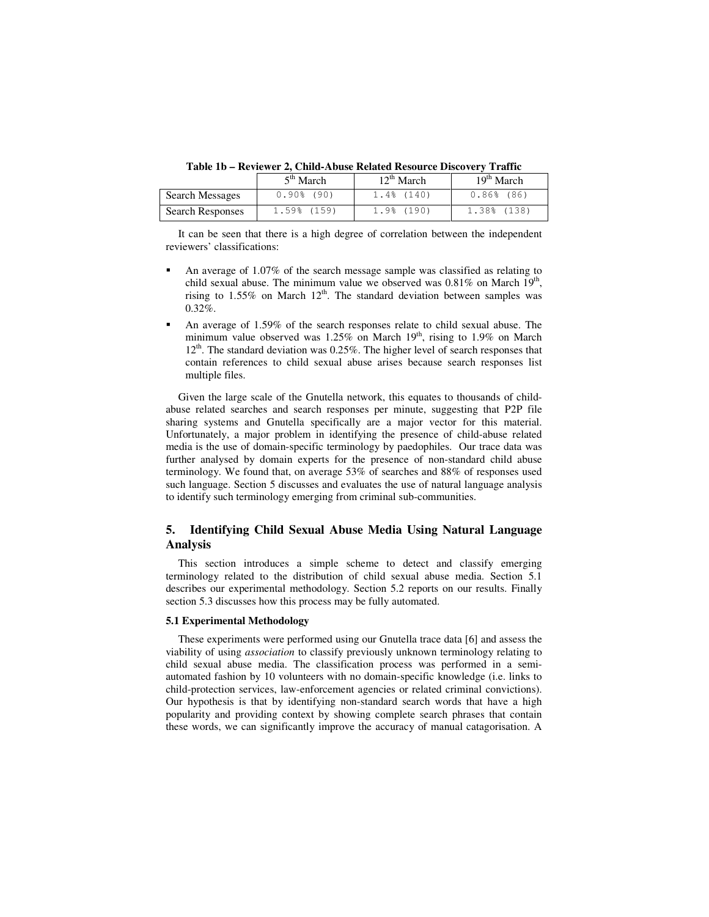**Table 1b – Reviewer 2, Child-Abuse Related Resource Discovery Traffic**

| | 5th March | 12th March | 19th March |
|---|---|---|---|
| Search Messages | 0.90% (90) | 1.4% (140) | 0.86% (86) |
| Search Responses | 1.59% (159) | 1.9% (190) | 1.38% (138) |

It can be seen that there is a high degree of correlation between the independent reviewers' classifications:

- An average of 1.07% of the search message sample was classified as relating to child sexual abuse. The minimum value we observed was 0.81% on March 19th, rising to 1.55% on March 12th. The standard deviation between samples was 0.32%.
- An average of 1.59% of the search responses relate to child sexual abuse. The minimum value observed was 1.25% on March 19th, rising to 1.9% on March 12th. The standard deviation was 0.25%. The higher level of search responses that contain references to child sexual abuse arises because search responses list multiple files.

Given the large scale of the Gnutella network, this equates to thousands of child-abuse related searches and search responses per minute, suggesting that P2P file sharing systems and Gnutella specifically are a major vector for this material. Unfortunately, a major problem in identifying the presence of child-abuse related media is the use of domain-specific terminology by paedophiles. Our trace data was further analysed by domain experts for the presence of non-standard child abuse terminology. We found that, on average 53% of searches and 88% of responses used such language. Section 5 discusses and evaluates the use of natural language analysis to identify such terminology emerging from criminal sub-communities.

## 5. Identifying Child Sexual Abuse Media Using Natural Language Analysis

This section introduces a simple scheme to detect and classify emerging terminology related to the distribution of child sexual abuse media. Section 5.1 describes our experimental methodology. Section 5.2 reports on our results. Finally section 5.3 discusses how this process may be fully automated.

### 5.1 Experimental Methodology

These experiments were performed using our Gnutella trace data [6] and assess the viability of using *association* to classify previously unknown terminology relating to child sexual abuse media. The classification process was performed in a semi-automated fashion by 10 volunteers with no domain-specific knowledge (i.e. links to child-protection services, law-enforcement agencies or related criminal convictions). Our hypothesis is that by identifying non-standard search words that have a high popularity and providing context by showing complete search phrases that contain these words, we can significantly improve the accuracy of manual catagorisation. A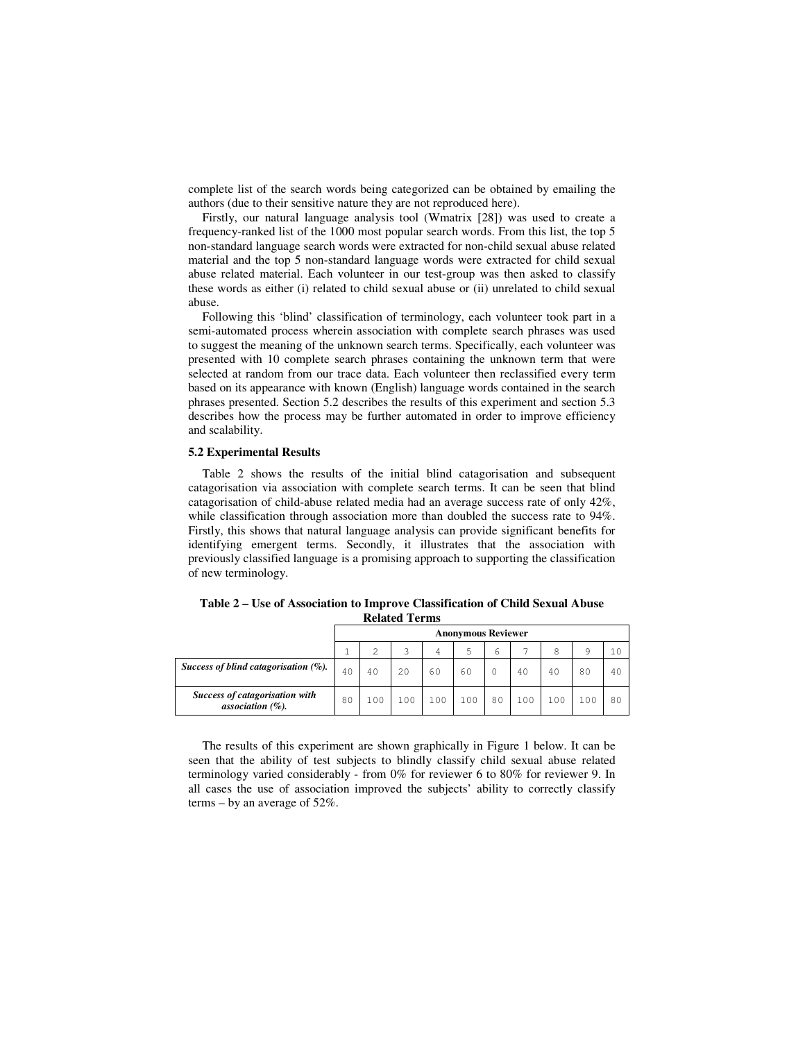complete list of the search words being categorized can be obtained by emailing the authors (due to their sensitive nature they are not reproduced here).

Firstly, our natural language analysis tool (Wmatrix [28]) was used to create a frequency-ranked list of the 1000 most popular search words. From this list, the top 5 non-standard language search words were extracted for non-child sexual abuse related material and the top 5 non-standard language words were extracted for child sexual abuse related material. Each volunteer in our test-group was then asked to classify these words as either (i) related to child sexual abuse or (ii) unrelated to child sexual abuse.

Following this 'blind' classification of terminology, each volunteer took part in a semi-automated process wherein association with complete search phrases was used to suggest the meaning of the unknown search terms. Specifically, each volunteer was presented with 10 complete search phrases containing the unknown term that were selected at random from our trace data. Each volunteer then reclassified every term based on its appearance with known (English) language words contained in the search phrases presented. Section 5.2 describes the results of this experiment and section 5.3 describes how the process may be further automated in order to improve efficiency and scalability.

### 5.2 Experimental Results

Table 2 shows the results of the initial blind catagorisation and subsequent catagorisation via association with complete search terms. It can be seen that blind catagorisation of child-abuse related media had an average success rate of only 42%, while classification through association more than doubled the success rate to 94%. Firstly, this shows that natural language analysis can provide significant benefits for identifying emergent terms. Secondly, it illustrates that the association with previously classified language is a promising approach to supporting the classification of new terminology.

**Table 2 – Use of Association to Improve Classification of Child Sexual Abuse Related Terms**

| | Anonymous Reviewer | | | | | | | | | |
|---|---|---|---|---|---|---|---|---|---|---|
| | 1 | 2 | 3 | 4 | 5 | 6 | 7 | 8 | 9 | 10 |
| ***Success of blind catagorisation (%).*** | 40 | 40 | 20 | 60 | 60 | 0 | 40 | 40 | 80 | 40 |
| ***Success of catagorisation with association (%).*** | 80 | 100 | 100 | 100 | 100 | 80 | 100 | 100 | 100 | 80 |

The results of this experiment are shown graphically in Figure 1 below. It can be seen that the ability of test subjects to blindly classify child sexual abuse related terminology varied considerably - from 0% for reviewer 6 to 80% for reviewer 9. In all cases the use of association improved the subjects' ability to correctly classify terms – by an average of 52%.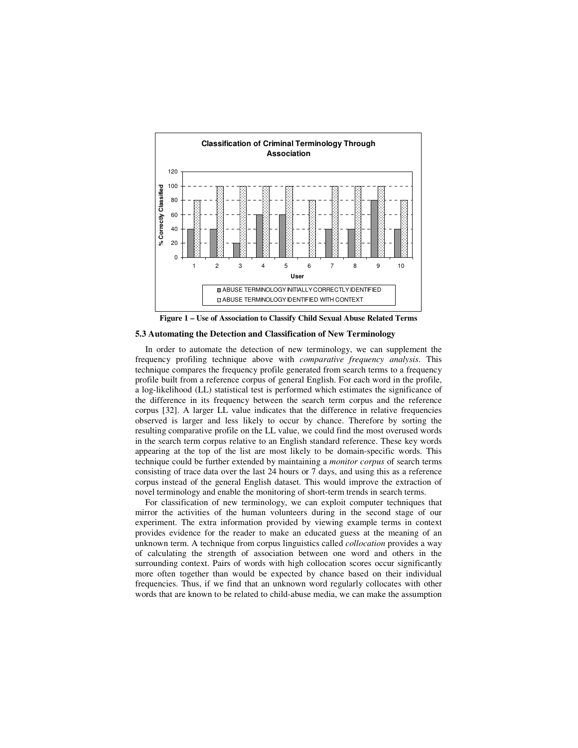Classification of Criminal Terminology Through Association

120
100
80
60
40
20
0

% Correctly Classified

1 2 3 4 5 6 7 8 9 10

User

ABUSE TERMINOLOGY INITIALLY CORRECTLY IDENTIFIED
ABUSE TERMINOLOGY IDENTIFIED WITH CONTEXT

**Figure 1 – Use of Association to Classify Child Sexual Abuse Related Terms**

### 5.3 Automating the Detection and Classification of New Terminology

In order to automate the detection of new terminology, we can supplement the frequency profiling technique above with *comparative frequency analysis*. This technique compares the frequency profile generated from search terms to a frequency profile built from a reference corpus of general English. For each word in the profile, a log-likelihood (LL) statistical test is performed which estimates the significance of the difference in its frequency between the search term corpus and the reference corpus [32]. A larger LL value indicates that the difference in relative frequencies observed is larger and less likely to occur by chance. Therefore by sorting the resulting comparative profile on the LL value, we could find the most overused words in the search term corpus relative to an English standard reference. These key words appearing at the top of the list are most likely to be domain-specific words. This technique could be further extended by maintaining a *monitor corpus* of search terms consisting of trace data over the last 24 hours or 7 days, and using this as a reference corpus instead of the general English dataset. This would improve the extraction of novel terminology and enable the monitoring of short-term trends in search terms.

For classification of new terminology, we can exploit computer techniques that mirror the activities of the human volunteers during in the second stage of our experiment. The extra information provided by viewing example terms in context provides evidence for the reader to make an educated guess at the meaning of an unknown term. A technique from corpus linguistics called *collocation* provides a way of calculating the strength of association between one word and others in the surrounding context. Pairs of words with high collocation scores occur significantly more often together than would be expected by chance based on their individual frequencies. Thus, if we find that an unknown word regularly collocates with other words that are known to be related to child-abuse media, we can make the assumption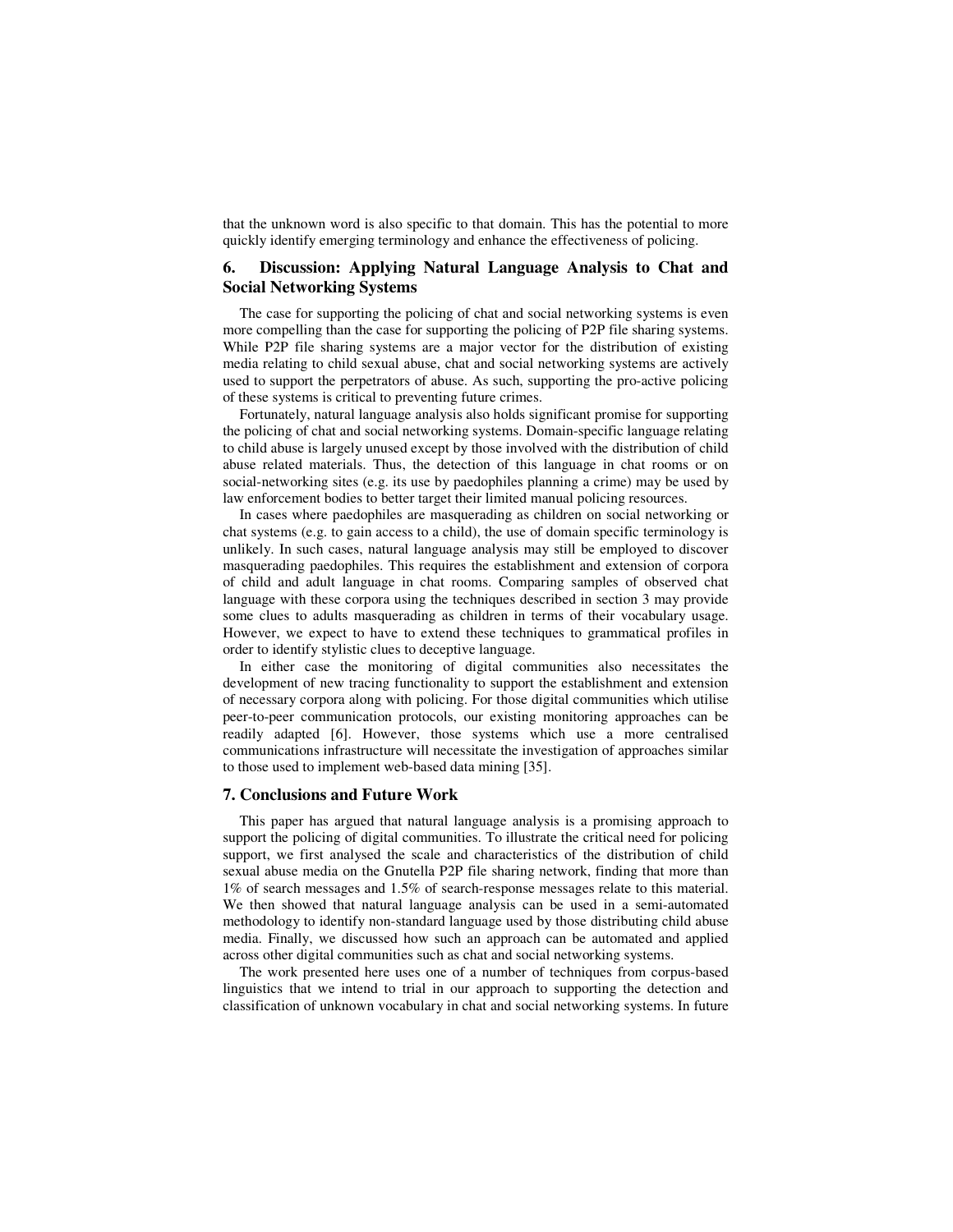that the unknown word is also specific to that domain. This has the potential to more quickly identify emerging terminology and enhance the effectiveness of policing.

## 6. Discussion: Applying Natural Language Analysis to Chat and Social Networking Systems

The case for supporting the policing of chat and social networking systems is even more compelling than the case for supporting the policing of P2P file sharing systems. While P2P file sharing systems are a major vector for the distribution of existing media relating to child sexual abuse, chat and social networking systems are actively used to support the perpetrators of abuse. As such, supporting the pro-active policing of these systems is critical to preventing future crimes.

Fortunately, natural language analysis also holds significant promise for supporting the policing of chat and social networking systems. Domain-specific language relating to child abuse is largely unused except by those involved with the distribution of child abuse related materials. Thus, the detection of this language in chat rooms or on social-networking sites (e.g. its use by paedophiles planning a crime) may be used by law enforcement bodies to better target their limited manual policing resources.

In cases where paedophiles are masquerading as children on social networking or chat systems (e.g. to gain access to a child), the use of domain specific terminology is unlikely. In such cases, natural language analysis may still be employed to discover masquerading paedophiles. This requires the establishment and extension of corpora of child and adult language in chat rooms. Comparing samples of observed chat language with these corpora using the techniques described in section 3 may provide some clues to adults masquerading as children in terms of their vocabulary usage. However, we expect to have to extend these techniques to grammatical profiles in order to identify stylistic clues to deceptive language.

In either case the monitoring of digital communities also necessitates the development of new tracing functionality to support the establishment and extension of necessary corpora along with policing. For those digital communities which utilise peer-to-peer communication protocols, our existing monitoring approaches can be readily adapted [6]. However, those systems which use a more centralised communications infrastructure will necessitate the investigation of approaches similar to those used to implement web-based data mining [35].

## 7. Conclusions and Future Work

This paper has argued that natural language analysis is a promising approach to support the policing of digital communities. To illustrate the critical need for policing support, we first analysed the scale and characteristics of the distribution of child sexual abuse media on the Gnutella P2P file sharing network, finding that more than 1% of search messages and 1.5% of search-response messages relate to this material. We then showed that natural language analysis can be used in a semi-automated methodology to identify non-standard language used by those distributing child abuse media. Finally, we discussed how such an approach can be automated and applied across other digital communities such as chat and social networking systems.

The work presented here uses one of a number of techniques from corpus-based linguistics that we intend to trial in our approach to supporting the detection and classification of unknown vocabulary in chat and social networking systems. In future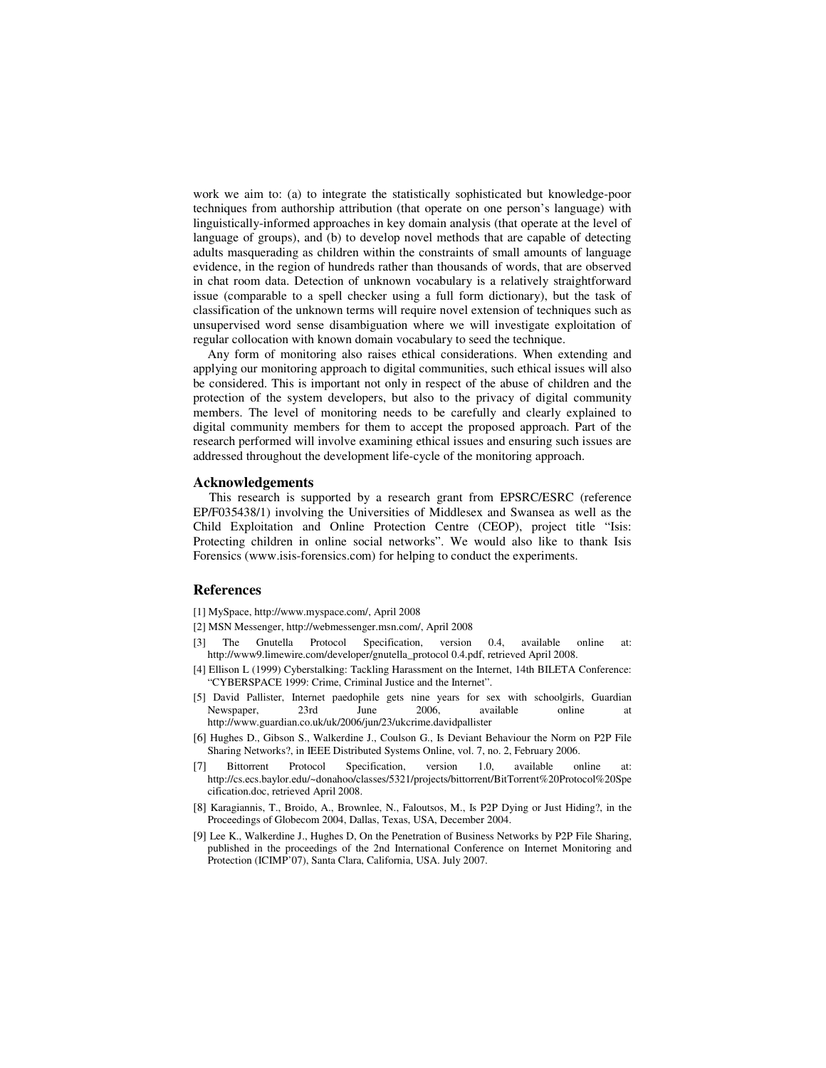work we aim to: (a) to integrate the statistically sophisticated but knowledge-poor techniques from authorship attribution (that operate on one person's language) with linguistically-informed approaches in key domain analysis (that operate at the level of language of groups), and (b) to develop novel methods that are capable of detecting adults masquerading as children within the constraints of small amounts of language evidence, in the region of hundreds rather than thousands of words, that are observed in chat room data. Detection of unknown vocabulary is a relatively straightforward issue (comparable to a spell checker using a full form dictionary), but the task of classification of the unknown terms will require novel extension of techniques such as unsupervised word sense disambiguation where we will investigate exploitation of regular collocation with known domain vocabulary to seed the technique.

Any form of monitoring also raises ethical considerations. When extending and applying our monitoring approach to digital communities, such ethical issues will also be considered. This is important not only in respect of the abuse of children and the protection of the system developers, but also to the privacy of digital community members. The level of monitoring needs to be carefully and clearly explained to digital community members for them to accept the proposed approach. Part of the research performed will involve examining ethical issues and ensuring such issues are addressed throughout the development life-cycle of the monitoring approach.

## Acknowledgements

This research is supported by a research grant from EPSRC/ESRC (reference EP/F035438/1) involving the Universities of Middlesex and Swansea as well as the Child Exploitation and Online Protection Centre (CEOP), project title "Isis: Protecting children in online social networks". We would also like to thank Isis Forensics (www.isis-forensics.com) for helping to conduct the experiments.

## References

[1] MySpace, http://www.myspace.com/, April 2008

[2] MSN Messenger, http://webmessenger.msn.com/, April 2008

[3] The Gnutella Protocol Specification, version 0.4, available online at: http://www9.limewire.com/developer/gnutella_protocol 0.4.pdf, retrieved April 2008.

[4] Ellison L (1999) Cyberstalking: Tackling Harassment on the Internet, 14th BILETA Conference: "CYBERSPACE 1999: Crime, Criminal Justice and the Internet".

[5] David Pallister, Internet paedophile gets nine years for sex with schoolgirls, Guardian Newspaper, 23rd June 2006, available online at http://www.guardian.co.uk/uk/2006/jun/23/ukcrime.davidpallister

[6] Hughes D., Gibson S., Walkerdine J., Coulson G., Is Deviant Behaviour the Norm on P2P File Sharing Networks?, in IEEE Distributed Systems Online, vol. 7, no. 2, February 2006.

[7] Bittorrent Protocol Specification, version 1.0, available online at: http://cs.ecs.baylor.edu/~donahoo/classes/5321/projects/bittorrent/BitTorrent%20Protocol%20Specification.doc, retrieved April 2008.

[8] Karagiannis, T., Broido, A., Brownlee, N., Faloutsos, M., Is P2P Dying or Just Hiding?, in the Proceedings of Globecom 2004, Dallas, Texas, USA, December 2004.

[9] Lee K., Walkerdine J., Hughes D, On the Penetration of Business Networks by P2P File Sharing, published in the proceedings of the 2nd International Conference on Internet Monitoring and Protection (ICIMP'07), Santa Clara, California, USA. July 2007.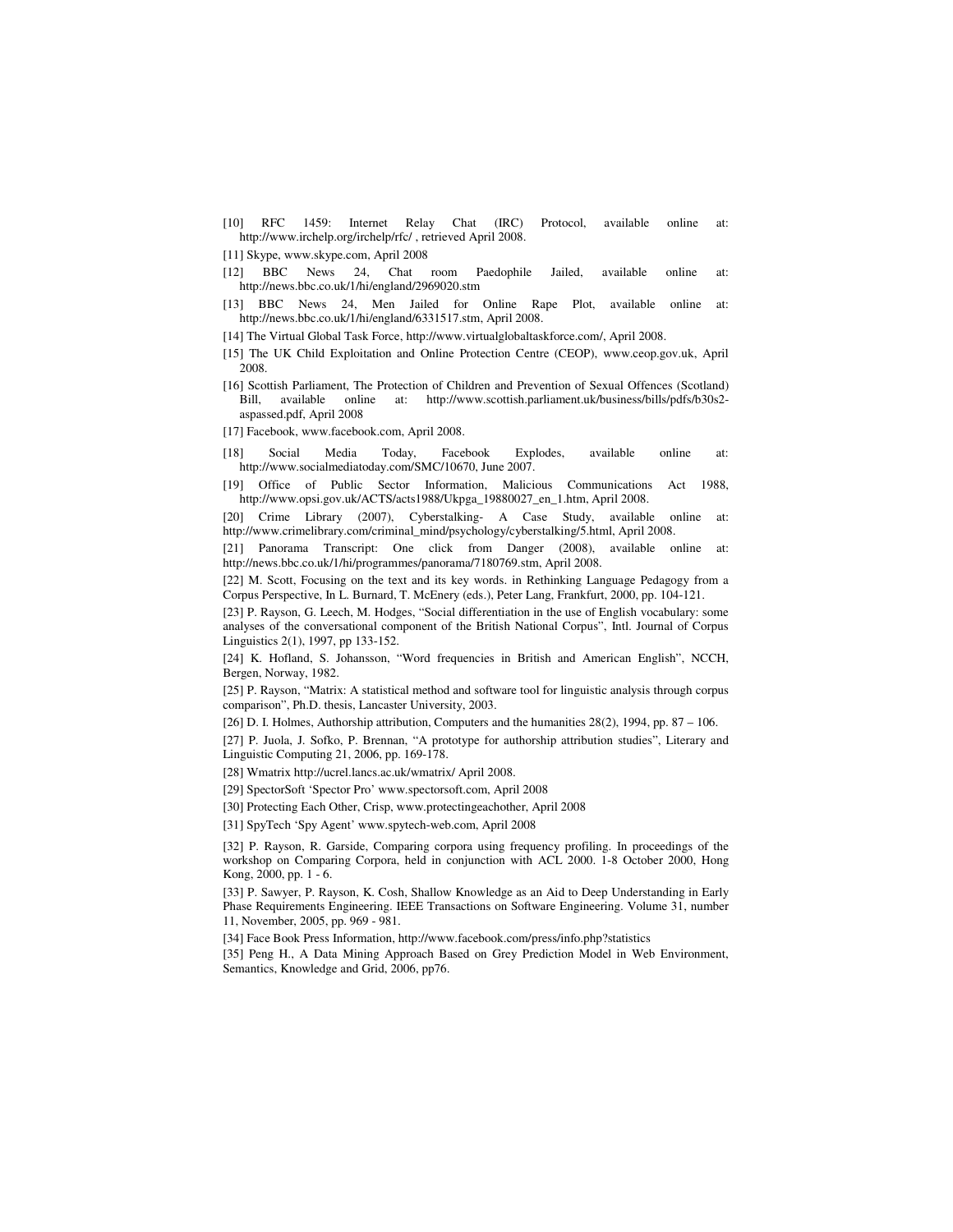[10] RFC 1459: Internet Relay Chat (IRC) Protocol, available online at: http://www.irchelp.org/irchelp/rfc/ , retrieved April 2008.

[11] Skype, www.skype.com, April 2008

[12] BBC News 24, Chat room Paedophile Jailed, available online at: http://news.bbc.co.uk/1/hi/england/2969020.stm

[13] BBC News 24, Men Jailed for Online Rape Plot, available online at: http://news.bbc.co.uk/1/hi/england/6331517.stm, April 2008.

[14] The Virtual Global Task Force, http://www.virtualglobaltaskforce.com/, April 2008.

[15] The UK Child Exploitation and Online Protection Centre (CEOP), www.ceop.gov.uk, April 2008.

[16] Scottish Parliament, The Protection of Children and Prevention of Sexual Offences (Scotland) Bill, available online at: http://www.scottish.parliament.uk/business/bills/pdfs/b30s2-aspassed.pdf, April 2008

[17] Facebook, www.facebook.com, April 2008.

[18] Social Media Today, Facebook Explodes, available online at: http://www.socialmediatoday.com/SMC/10670, June 2007.

[19] Office of Public Sector Information, Malicious Communications Act 1988, http://www.opsi.gov.uk/ACTS/acts1988/Ukpga_19880027_en_1.htm, April 2008.

[20] Crime Library (2007), Cyberstalking- A Case Study, available online at: http://www.crimelibrary.com/criminal_mind/psychology/cyberstalking/5.html, April 2008.

[21] Panorama Transcript: One click from Danger (2008), available online at: http://news.bbc.co.uk/1/hi/programmes/panorama/7180769.stm, April 2008.

[22] M. Scott, Focusing on the text and its key words. in Rethinking Language Pedagogy from a Corpus Perspective, In L. Burnard, T. McEnery (eds.), Peter Lang, Frankfurt, 2000, pp. 104-121.

[23] P. Rayson, G. Leech, M. Hodges, "Social differentiation in the use of English vocabulary: some analyses of the conversational component of the British National Corpus", Intl. Journal of Corpus Linguistics 2(1), 1997, pp 133-152.

[24] K. Hofland, S. Johansson, "Word frequencies in British and American English", NCCH, Bergen, Norway, 1982.

[25] P. Rayson, "Matrix: A statistical method and software tool for linguistic analysis through corpus comparison", Ph.D. thesis, Lancaster University, 2003.

[26] D. I. Holmes, Authorship attribution, Computers and the humanities 28(2), 1994, pp. 87 – 106.

[27] P. Juola, J. Sofko, P. Brennan, "A prototype for authorship attribution studies", Literary and Linguistic Computing 21, 2006, pp. 169-178.

[28] Wmatrix http://ucrel.lancs.ac.uk/wmatrix/ April 2008.

[29] SpectorSoft 'Spector Pro' www.spectorsoft.com, April 2008

[30] Protecting Each Other, Crisp, www.protectingeachother, April 2008

[31] SpyTech 'Spy Agent' www.spytech-web.com, April 2008

[32] P. Rayson, R. Garside, Comparing corpora using frequency profiling. In proceedings of the workshop on Comparing Corpora, held in conjunction with ACL 2000. 1-8 October 2000, Hong Kong, 2000, pp. 1 - 6.

[33] P. Sawyer, P. Rayson, K. Cosh, Shallow Knowledge as an Aid to Deep Understanding in Early Phase Requirements Engineering. IEEE Transactions on Software Engineering. Volume 31, number 11, November, 2005, pp. 969 - 981.

[34] Face Book Press Information, http://www.facebook.com/press/info.php?statistics

[35] Peng H., A Data Mining Approach Based on Grey Prediction Model in Web Environment, Semantics, Knowledge and Grid, 2006, pp76.